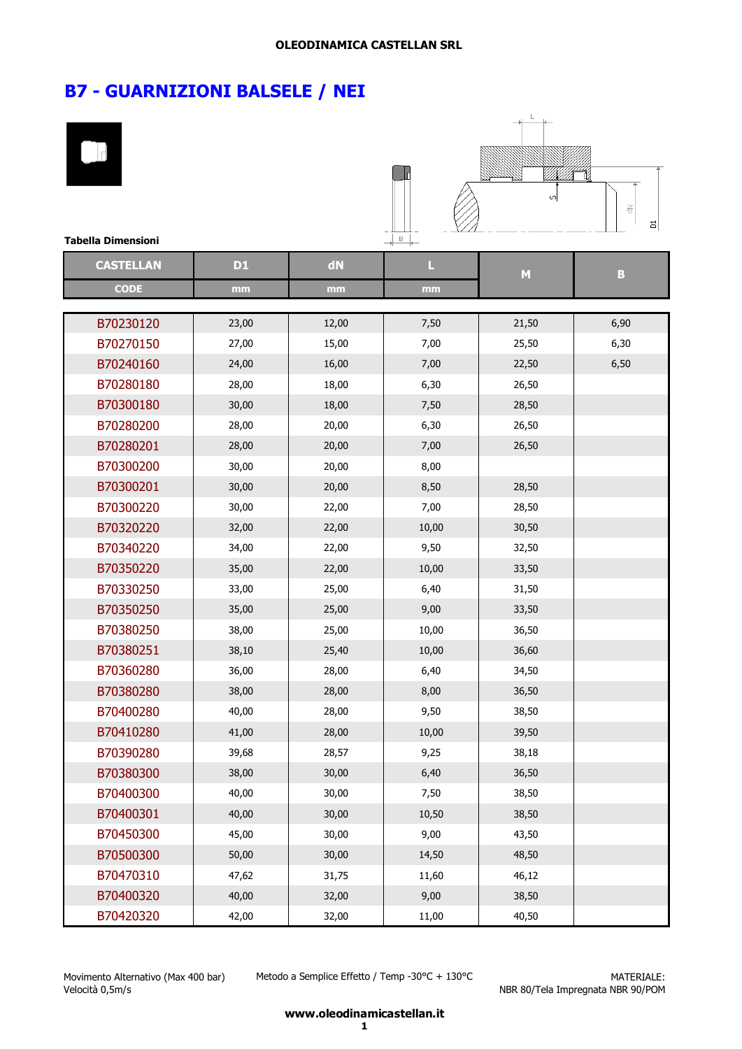# B7 - GUARNIZIONI BALSELE / NEI

L

S

dN

D1

B

**Tabella Dimensioni**

| CASTELLAN CODE | D1 mm | dN mm | L mm | M | B |
|---|---|---|---|---|---|
| B70230120 | 23,00 | 12,00 | 7,50 | 21,50 | 6,90 |
| B70270150 | 27,00 | 15,00 | 7,00 | 25,50 | 6,30 |
| B70240160 | 24,00 | 16,00 | 7,00 | 22,50 | 6,50 |
| B70280180 | 28,00 | 18,00 | 6,30 | 26,50 | |
| B70300180 | 30,00 | 18,00 | 7,50 | 28,50 | |
| B70280200 | 28,00 | 20,00 | 6,30 | 26,50 | |
| B70280201 | 28,00 | 20,00 | 7,00 | 26,50 | |
| B70300200 | 30,00 | 20,00 | 8,00 | | |
| B70300201 | 30,00 | 20,00 | 8,50 | 28,50 | |
| B70300220 | 30,00 | 22,00 | 7,00 | 28,50 | |
| B70320220 | 32,00 | 22,00 | 10,00 | 30,50 | |
| B70340220 | 34,00 | 22,00 | 9,50 | 32,50 | |
| B70350220 | 35,00 | 22,00 | 10,00 | 33,50 | |
| B70330250 | 33,00 | 25,00 | 6,40 | 31,50 | |
| B70350250 | 35,00 | 25,00 | 9,00 | 33,50 | |
| B70380250 | 38,00 | 25,00 | 10,00 | 36,50 | |
| B70380251 | 38,10 | 25,40 | 10,00 | 36,60 | |
| B70360280 | 36,00 | 28,00 | 6,40 | 34,50 | |
| B70380280 | 38,00 | 28,00 | 8,00 | 36,50 | |
| B70400280 | 40,00 | 28,00 | 9,50 | 38,50 | |
| B70410280 | 41,00 | 28,00 | 10,00 | 39,50 | |
| B70390280 | 39,68 | 28,57 | 9,25 | 38,18 | |
| B70380300 | 38,00 | 30,00 | 6,40 | 36,50 | |
| B70400300 | 40,00 | 30,00 | 7,50 | 38,50 | |
| B70400301 | 40,00 | 30,00 | 10,50 | 38,50 | |
| B70450300 | 45,00 | 30,00 | 9,00 | 43,50 | |
| B70500300 | 50,00 | 30,00 | 14,50 | 48,50 | |
| B70470310 | 47,62 | 31,75 | 11,60 | 46,12 | |
| B70400320 | 40,00 | 32,00 | 9,00 | 38,50 | |
| B70420320 | 42,00 | 32,00 | 11,00 | 40,50 | |

Movimento Alternativo (Max 400 bar)
Velocità 0,5m/s

Metodo a Semplice Effetto / Temp -30°C + 130°C

MATERIALE:
NBR 80/Tela Impregnata NBR 90/POM

**www.oleodinamicastellan.it**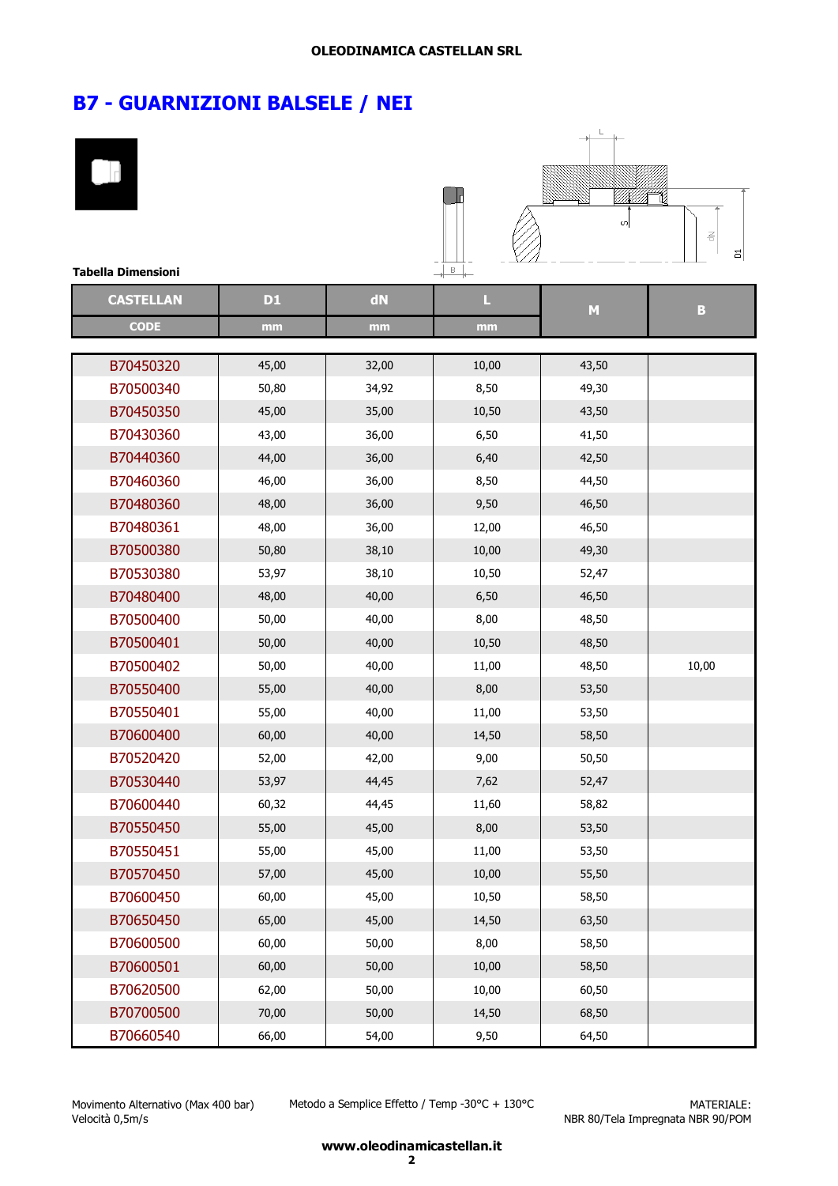**OLEODINAMICA CASTELLAN SRL**

# B7 - GUARNIZIONI BALSELE / NEI

L

S

dN

D1

B

**Tabella Dimensioni**

| CASTELLAN | D1 | dN | L | M | B |
|---|---|---|---|---|---|
| CODE | mm | mm | mm | | |
| B70450320 | 45,00 | 32,00 | 10,00 | 43,50 | |
| B70500340 | 50,80 | 34,92 | 8,50 | 49,30 | |
| B70450350 | 45,00 | 35,00 | 10,50 | 43,50 | |
| B70430360 | 43,00 | 36,00 | 6,50 | 41,50 | |
| B70440360 | 44,00 | 36,00 | 6,40 | 42,50 | |
| B70460360 | 46,00 | 36,00 | 8,50 | 44,50 | |
| B70480360 | 48,00 | 36,00 | 9,50 | 46,50 | |
| B70480361 | 48,00 | 36,00 | 12,00 | 46,50 | |
| B70500380 | 50,80 | 38,10 | 10,00 | 49,30 | |
| B70530380 | 53,97 | 38,10 | 10,50 | 52,47 | |
| B70480400 | 48,00 | 40,00 | 6,50 | 46,50 | |
| B70500400 | 50,00 | 40,00 | 8,00 | 48,50 | |
| B70500401 | 50,00 | 40,00 | 10,50 | 48,50 | |
| B70500402 | 50,00 | 40,00 | 11,00 | 48,50 | 10,00 |
| B70550400 | 55,00 | 40,00 | 8,00 | 53,50 | |
| B70550401 | 55,00 | 40,00 | 11,00 | 53,50 | |
| B70600400 | 60,00 | 40,00 | 14,50 | 58,50 | |
| B70520420 | 52,00 | 42,00 | 9,00 | 50,50 | |
| B70530440 | 53,97 | 44,45 | 7,62 | 52,47 | |
| B70600440 | 60,32 | 44,45 | 11,60 | 58,82 | |
| B70550450 | 55,00 | 45,00 | 8,00 | 53,50 | |
| B70550451 | 55,00 | 45,00 | 11,00 | 53,50 | |
| B70570450 | 57,00 | 45,00 | 10,00 | 55,50 | |
| B70600450 | 60,00 | 45,00 | 10,50 | 58,50 | |
| B70650450 | 65,00 | 45,00 | 14,50 | 63,50 | |
| B70600500 | 60,00 | 50,00 | 8,00 | 58,50 | |
| B70600501 | 60,00 | 50,00 | 10,00 | 58,50 | |
| B70620500 | 62,00 | 50,00 | 10,00 | 60,50 | |
| B70700500 | 70,00 | 50,00 | 14,50 | 68,50 | |
| B70660540 | 66,00 | 54,00 | 9,50 | 64,50 | |

Movimento Alternativo (Max 400 bar)
Velocità 0,5m/s

Metodo a Semplice Effetto / Temp -30°C + 130°C

MATERIALE:
NBR 80/Tela Impregnata NBR 90/POM

**www.oleodinamicastellan.it**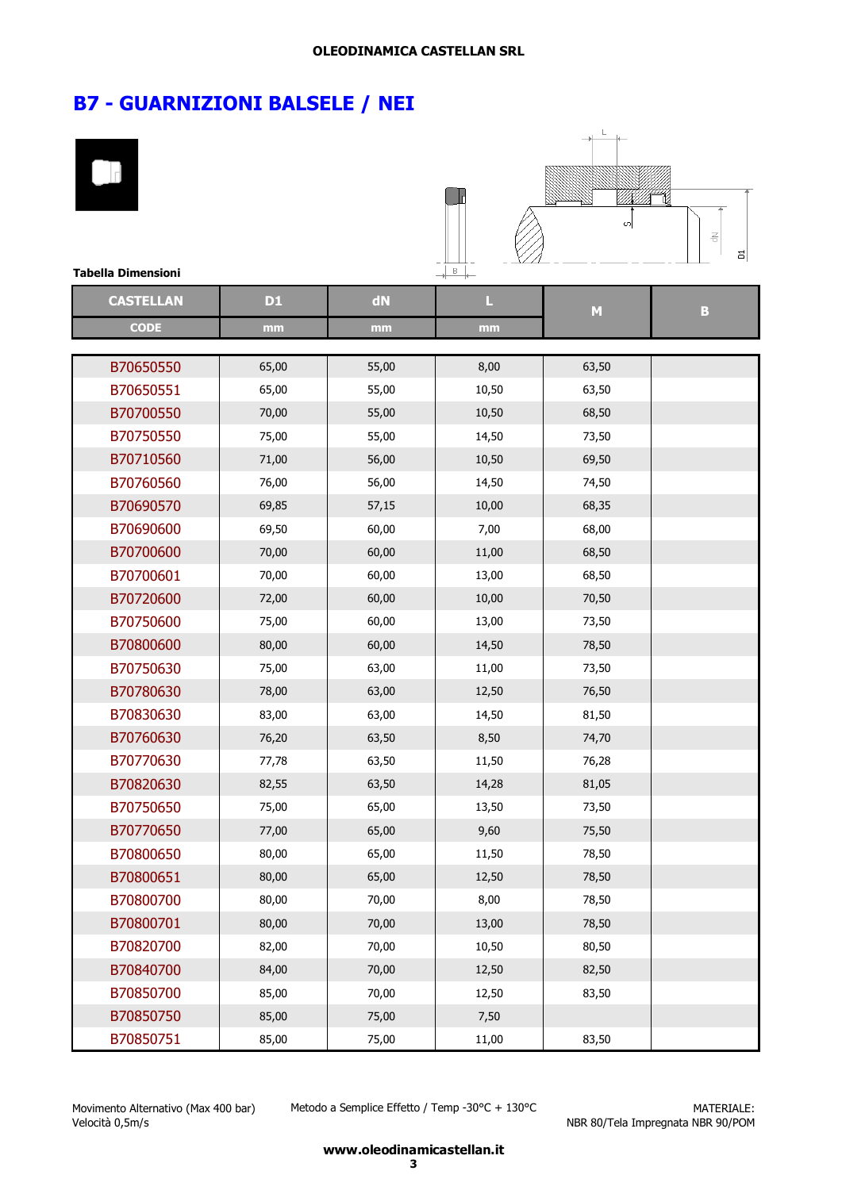# B7 - GUARNIZIONI BALSELE / NEI

L

S

dN

D1

B

Tabella Dimensioni

| CASTELLAN | D1 | dN | L | M | B |
|---|---|---|---|---|---|
| CODE | mm | mm | mm | | |
| B70650550 | 65,00 | 55,00 | 8,00 | 63,50 | |
| B70650551 | 65,00 | 55,00 | 10,50 | 63,50 | |
| B70700550 | 70,00 | 55,00 | 10,50 | 68,50 | |
| B70750550 | 75,00 | 55,00 | 14,50 | 73,50 | |
| B70710560 | 71,00 | 56,00 | 10,50 | 69,50 | |
| B70760560 | 76,00 | 56,00 | 14,50 | 74,50 | |
| B70690570 | 69,85 | 57,15 | 10,00 | 68,35 | |
| B70690600 | 69,50 | 60,00 | 7,00 | 68,00 | |
| B70700600 | 70,00 | 60,00 | 11,00 | 68,50 | |
| B70700601 | 70,00 | 60,00 | 13,00 | 68,50 | |
| B70720600 | 72,00 | 60,00 | 10,00 | 70,50 | |
| B70750600 | 75,00 | 60,00 | 13,00 | 73,50 | |
| B70800600 | 80,00 | 60,00 | 14,50 | 78,50 | |
| B70750630 | 75,00 | 63,00 | 11,00 | 73,50 | |
| B70780630 | 78,00 | 63,00 | 12,50 | 76,50 | |
| B70830630 | 83,00 | 63,00 | 14,50 | 81,50 | |
| B70760630 | 76,20 | 63,50 | 8,50 | 74,70 | |
| B70770630 | 77,78 | 63,50 | 11,50 | 76,28 | |
| B70820630 | 82,55 | 63,50 | 14,28 | 81,05 | |
| B70750650 | 75,00 | 65,00 | 13,50 | 73,50 | |
| B70770650 | 77,00 | 65,00 | 9,60 | 75,50 | |
| B70800650 | 80,00 | 65,00 | 11,50 | 78,50 | |
| B70800651 | 80,00 | 65,00 | 12,50 | 78,50 | |
| B70800700 | 80,00 | 70,00 | 8,00 | 78,50 | |
| B70800701 | 80,00 | 70,00 | 13,00 | 78,50 | |
| B70820700 | 82,00 | 70,00 | 10,50 | 80,50 | |
| B70840700 | 84,00 | 70,00 | 12,50 | 82,50 | |
| B70850700 | 85,00 | 70,00 | 12,50 | 83,50 | |
| B70850750 | 85,00 | 75,00 | 7,50 | | |
| B70850751 | 85,00 | 75,00 | 11,00 | 83,50 | |

Movimento Alternativo (Max 400 bar)
Velocità 0,5m/s

Metodo a Semplice Effetto / Temp -30°C + 130°C

MATERIALE:
NBR 80/Tela Impregnata NBR 90/POM

www.oleodinamicastellan.it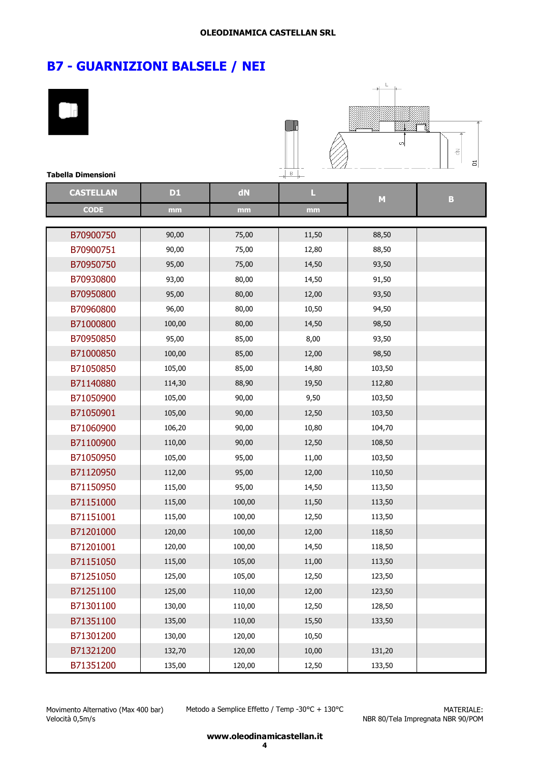## B7 - GUARNIZIONI BALSELE / NEI

L

S

dN

D1

B

Tabella Dimensioni

| CASTELLAN CODE | D1 mm | dN mm | L mm | M | B |
|---|---|---|---|---|---|
| B70900750 | 90,00 | 75,00 | 11,50 | 88,50 | |
| B70900751 | 90,00 | 75,00 | 12,80 | 88,50 | |
| B70950750 | 95,00 | 75,00 | 14,50 | 93,50 | |
| B70930800 | 93,00 | 80,00 | 14,50 | 91,50 | |
| B70950800 | 95,00 | 80,00 | 12,00 | 93,50 | |
| B70960800 | 96,00 | 80,00 | 10,50 | 94,50 | |
| B71000800 | 100,00 | 80,00 | 14,50 | 98,50 | |
| B70950850 | 95,00 | 85,00 | 8,00 | 93,50 | |
| B71000850 | 100,00 | 85,00 | 12,00 | 98,50 | |
| B71050850 | 105,00 | 85,00 | 14,80 | 103,50 | |
| B71140880 | 114,30 | 88,90 | 19,50 | 112,80 | |
| B71050900 | 105,00 | 90,00 | 9,50 | 103,50 | |
| B71050901 | 105,00 | 90,00 | 12,50 | 103,50 | |
| B71060900 | 106,20 | 90,00 | 10,80 | 104,70 | |
| B71100900 | 110,00 | 90,00 | 12,50 | 108,50 | |
| B71050950 | 105,00 | 95,00 | 11,00 | 103,50 | |
| B71120950 | 112,00 | 95,00 | 12,00 | 110,50 | |
| B71150950 | 115,00 | 95,00 | 14,50 | 113,50 | |
| B71151000 | 115,00 | 100,00 | 11,50 | 113,50 | |
| B71151001 | 115,00 | 100,00 | 12,50 | 113,50 | |
| B71201000 | 120,00 | 100,00 | 12,00 | 118,50 | |
| B71201001 | 120,00 | 100,00 | 14,50 | 118,50 | |
| B71151050 | 115,00 | 105,00 | 11,00 | 113,50 | |
| B71251050 | 125,00 | 105,00 | 12,50 | 123,50 | |
| B71251100 | 125,00 | 110,00 | 12,00 | 123,50 | |
| B71301100 | 130,00 | 110,00 | 12,50 | 128,50 | |
| B71351100 | 135,00 | 110,00 | 15,50 | 133,50 | |
| B71301200 | 130,00 | 120,00 | 10,50 | | |
| B71321200 | 132,70 | 120,00 | 10,00 | 131,20 | |
| B71351200 | 135,00 | 120,00 | 12,50 | 133,50 | |

Movimento Alternativo (Max 400 bar)
Velocità 0,5m/s

Metodo a Semplice Effetto / Temp -30°C + 130°C

MATERIALE:
NBR 80/Tela Impregnata NBR 90/POM

**www.oleodinamicastellan.it**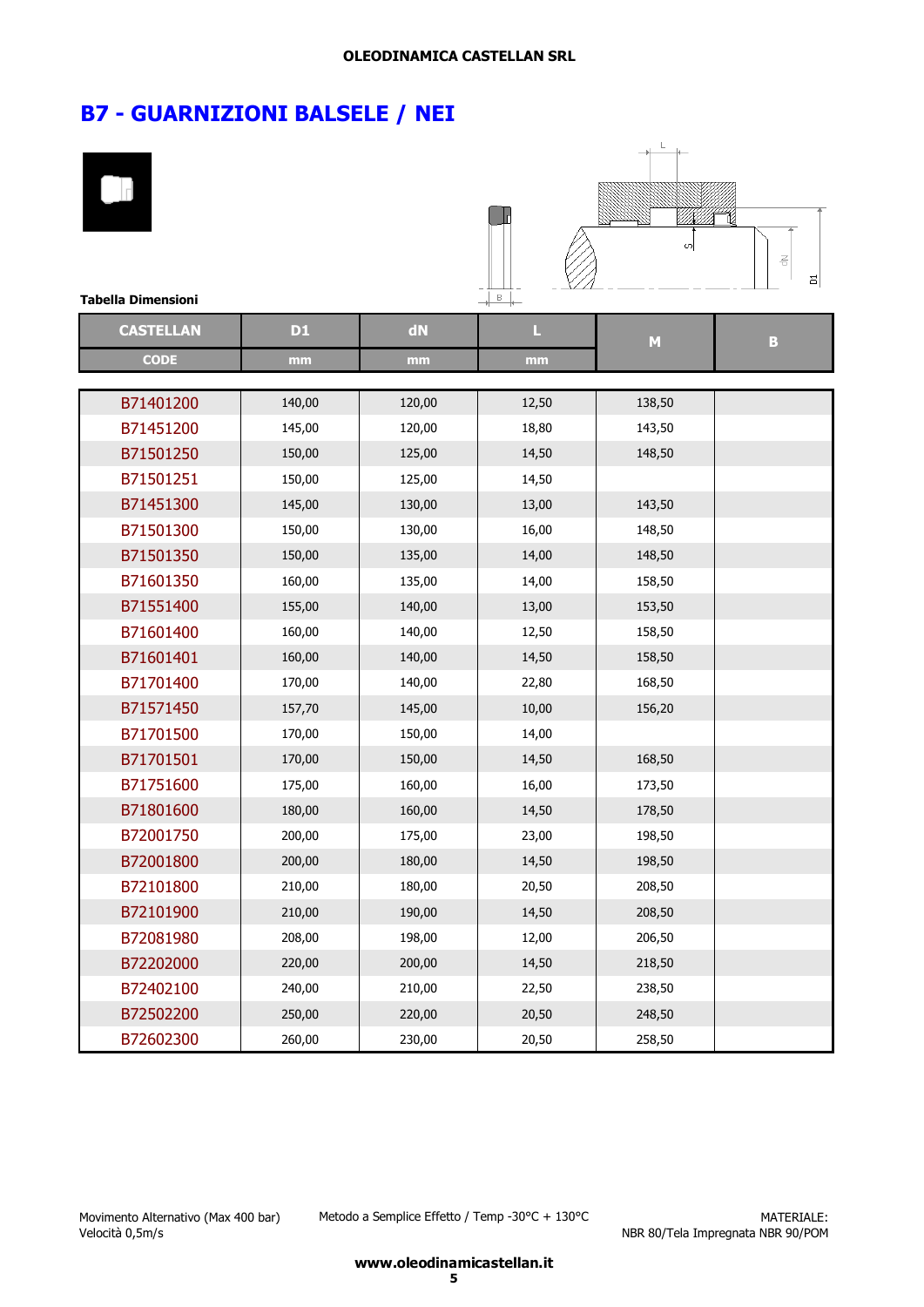# B7 - GUARNIZIONI BALSELE / NEI

L

S

dN

D1

B

**Tabella Dimensioni**

| CASTELLAN CODE | D1 mm | dN mm | L mm | M | B |
|---|---|---|---|---|---|
| B71401200 | 140,00 | 120,00 | 12,50 | 138,50 | |
| B71451200 | 145,00 | 120,00 | 18,80 | 143,50 | |
| B71501250 | 150,00 | 125,00 | 14,50 | 148,50 | |
| B71501251 | 150,00 | 125,00 | 14,50 | | |
| B71451300 | 145,00 | 130,00 | 13,00 | 143,50 | |
| B71501300 | 150,00 | 130,00 | 16,00 | 148,50 | |
| B71501350 | 150,00 | 135,00 | 14,00 | 148,50 | |
| B71601350 | 160,00 | 135,00 | 14,00 | 158,50 | |
| B71551400 | 155,00 | 140,00 | 13,00 | 153,50 | |
| B71601400 | 160,00 | 140,00 | 12,50 | 158,50 | |
| B71601401 | 160,00 | 140,00 | 14,50 | 158,50 | |
| B71701400 | 170,00 | 140,00 | 22,80 | 168,50 | |
| B71571450 | 157,70 | 145,00 | 10,00 | 156,20 | |
| B71701500 | 170,00 | 150,00 | 14,00 | | |
| B71701501 | 170,00 | 150,00 | 14,50 | 168,50 | |
| B71751600 | 175,00 | 160,00 | 16,00 | 173,50 | |
| B71801600 | 180,00 | 160,00 | 14,50 | 178,50 | |
| B72001750 | 200,00 | 175,00 | 23,00 | 198,50 | |
| B72001800 | 200,00 | 180,00 | 14,50 | 198,50 | |
| B72101800 | 210,00 | 180,00 | 20,50 | 208,50 | |
| B72101900 | 210,00 | 190,00 | 14,50 | 208,50 | |
| B72081980 | 208,00 | 198,00 | 12,00 | 206,50 | |
| B72202000 | 220,00 | 200,00 | 14,50 | 218,50 | |
| B72402100 | 240,00 | 210,00 | 22,50 | 238,50 | |
| B72502200 | 250,00 | 220,00 | 20,50 | 248,50 | |
| B72602300 | 260,00 | 230,00 | 20,50 | 258,50 | |

Movimento Alternativo (Max 400 bar)
Velocità 0,5m/s

Metodo a Semplice Effetto / Temp -30°C + 130°C

MATERIALE:
NBR 80/Tela Impregnata NBR 90/POM

**www.oleodinamicastellan.it**